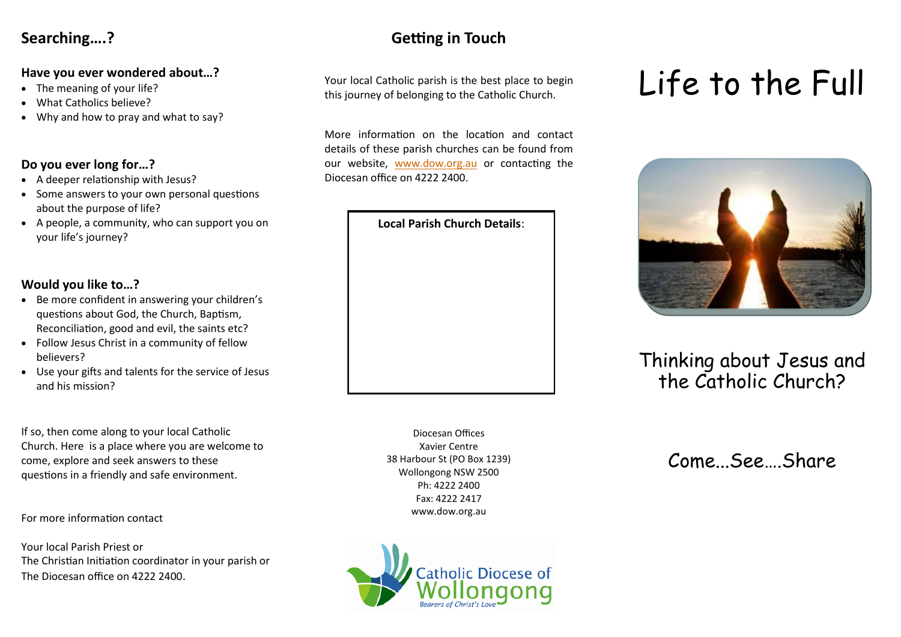## Searching….?

### Have you ever wondered about…?

- The meaning of your life?
- What Catholics believe?
- Why and how to pray and what to say?

### Do you ever long for…?

- A deeper relationship with Jesus?
- Some answers to your own personal questions about the purpose of life?
- A people, a community, who can support you on your life's journey?

### Would you like to…?

- Be more confident in answering your children's questions about God, the Church, Baptism, Reconciliation, good and evil, the saints etc?
- Follow Jesus Christ in a community of fellow believers?
- Use your gifts and talents for the service of Jesus and his mission?

If so, then come along to your local Catholic Church. Here is a place where you are welcome to come, explore and seek answers to these questions in a friendly and safe environment.

For more information contact

Your local Parish Priest or
The Christian Initiation coordinator in your parish or
The Diocesan office on 4222 2400.

## Getting in Touch

Your local Catholic parish is the best place to begin this journey of belonging to the Catholic Church.

More information on the location and contact details of these parish churches can be found from our website, www.dow.org.au or contacting the Diocesan office on 4222 2400.

**Local Parish Church Details**:

Diocesan Offices
Xavier Centre
38 Harbour St (PO Box 1239)
Wollongong NSW 2500
Ph: 4222 2400
Fax: 4222 2417
www.dow.org.au

Catholic Diocese of Wollongong
*Bearers of Christ's Love*

# Life to the Full

Thinking about Jesus and the Catholic Church?

Come...See….Share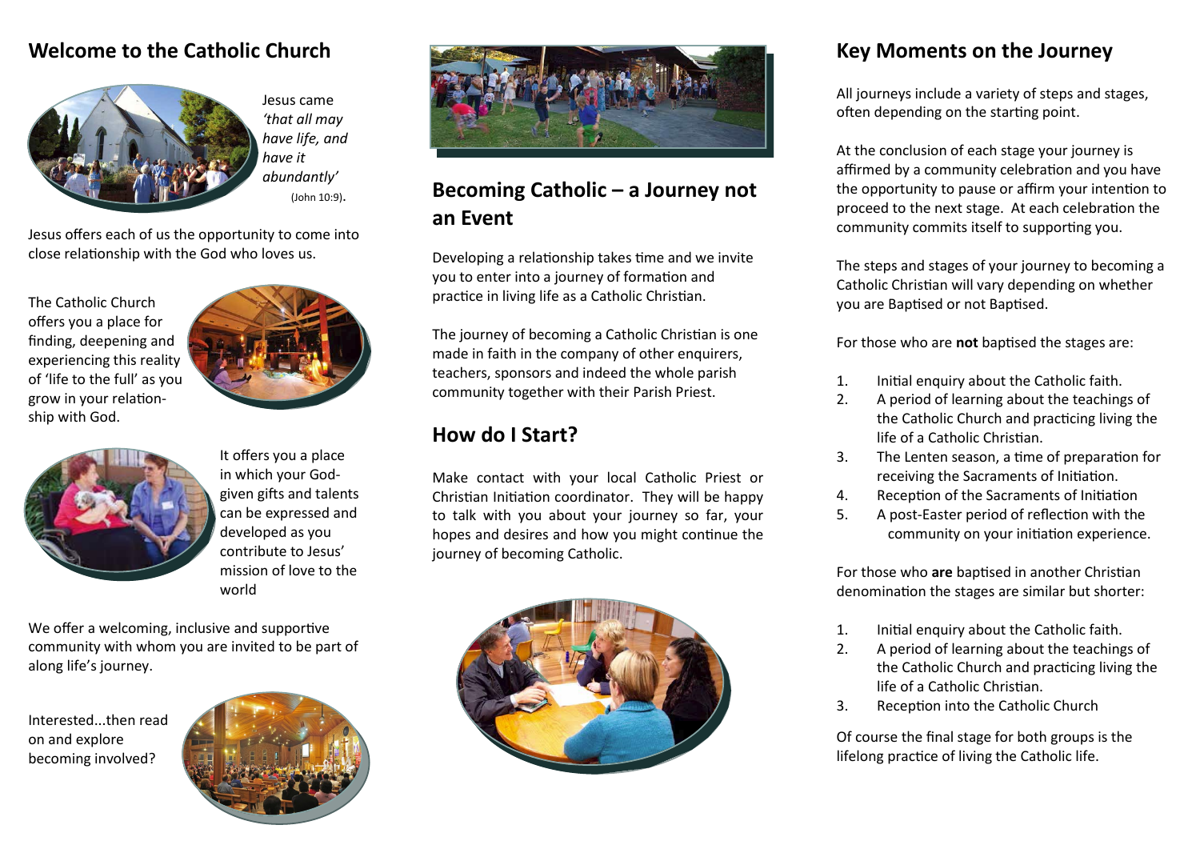## Welcome to the Catholic Church

Jesus came *'that all may have life, and have it abundantly'* (John 10:9).

Jesus offers each of us the opportunity to come into close relationship with the God who loves us.

The Catholic Church offers you a place for finding, deepening and experiencing this reality of 'life to the full' as you grow in your relationship with God.

It offers you a place in which your God-given gifts and talents can be expressed and developed as you contribute to Jesus' mission of love to the world

We offer a welcoming, inclusive and supportive community with whom you are invited to be part of along life's journey.

Interested...then read on and explore becoming involved?

## Becoming Catholic – a Journey not an Event

Developing a relationship takes time and we invite you to enter into a journey of formation and practice in living life as a Catholic Christian.

The journey of becoming a Catholic Christian is one made in faith in the company of other enquirers, teachers, sponsors and indeed the whole parish community together with their Parish Priest.

## How do I Start?

Make contact with your local Catholic Priest or Christian Initiation coordinator. They will be happy to talk with you about your journey so far, your hopes and desires and how you might continue the journey of becoming Catholic.

## Key Moments on the Journey

All journeys include a variety of steps and stages, often depending on the starting point.

At the conclusion of each stage your journey is affirmed by a community celebration and you have the opportunity to pause or affirm your intention to proceed to the next stage. At each celebration the community commits itself to supporting you.

The steps and stages of your journey to becoming a Catholic Christian will vary depending on whether you are Baptised or not Baptised.

For those who are **not** baptised the stages are:

1. Initial enquiry about the Catholic faith.
2. A period of learning about the teachings of the Catholic Church and practicing living the life of a Catholic Christian.
3. The Lenten season, a time of preparation for receiving the Sacraments of Initiation.
4. Reception of the Sacraments of Initiation
5. A post-Easter period of reflection with the community on your initiation experience.

For those who **are** baptised in another Christian denomination the stages are similar but shorter:

1. Initial enquiry about the Catholic faith.
2. A period of learning about the teachings of the Catholic Church and practicing living the life of a Catholic Christian.
3. Reception into the Catholic Church

Of course the final stage for both groups is the lifelong practice of living the Catholic life.